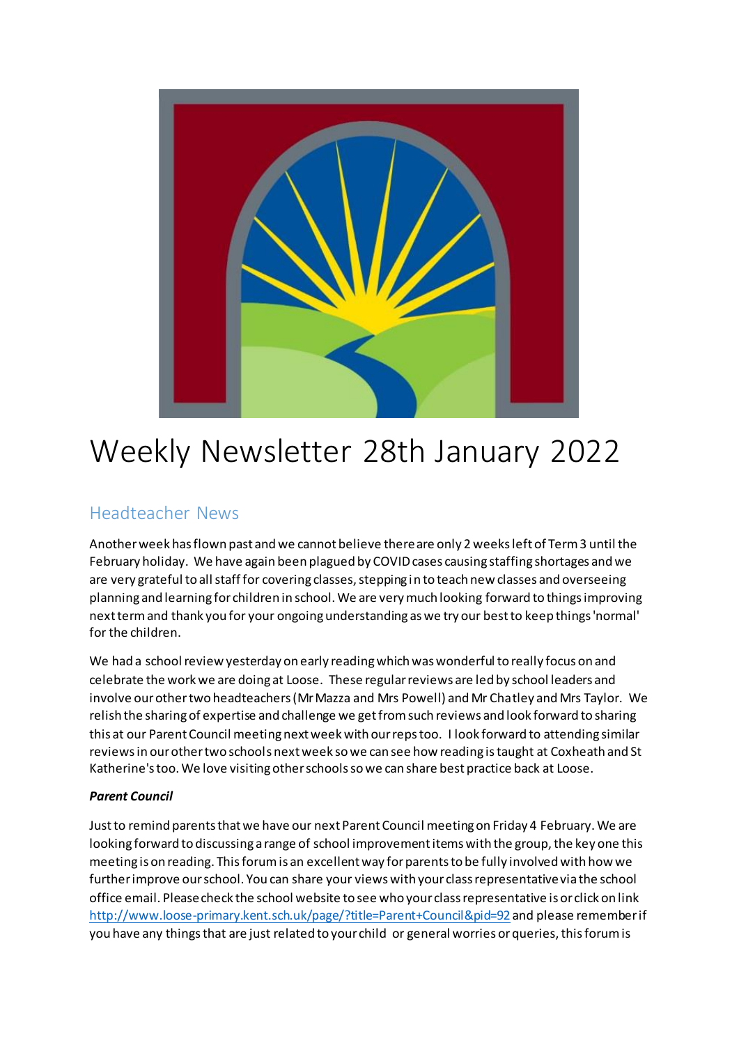# Weekly Newsletter 28th January 2022

## Headteacher News

Another week has flown past and we cannot believe there are only 2 weeks left of Term 3 until the February holiday. We have again been plagued by COVID cases causing staffing shortages and we are very grateful to all staff for covering classes, stepping in to teach new classes and overseeing planning and learning for children in school. We are very much looking forward to things improving next term and thank you for your ongoing understanding as we try our best to keep things 'normal' for the children.

We had a school review yesterday on early reading which was wonderful to really focus on and celebrate the work we are doing at Loose. These regular reviews are led by school leaders and involve our other two headteachers (Mr Mazza and Mrs Powell) and Mr Chatley and Mrs Taylor. We relish the sharing of expertise and challenge we get from such reviews and look forward to sharing this at our Parent Council meeting next week with our reps too. I look forward to attending similar reviews in our other two schools next week so we can see how reading is taught at Coxheath and St Katherine's too. We love visiting other schools so we can share best practice back at Loose.

***Parent Council***

Just to remind parents that we have our next Parent Council meeting on Friday 4 February. We are looking forward to discussing a range of school improvement items with the group, the key one this meeting is on reading. This forum is an excellent way for parents to be fully involved with how we further improve our school. You can share your views with your class representative via the school office email. Please check the school website to see who your class representative is or click on link http://www.loose-primary.kent.sch.uk/page/?title=Parent+Council&pid=92 and please remember if you have any things that are just related to your child or general worries or queries, this forum is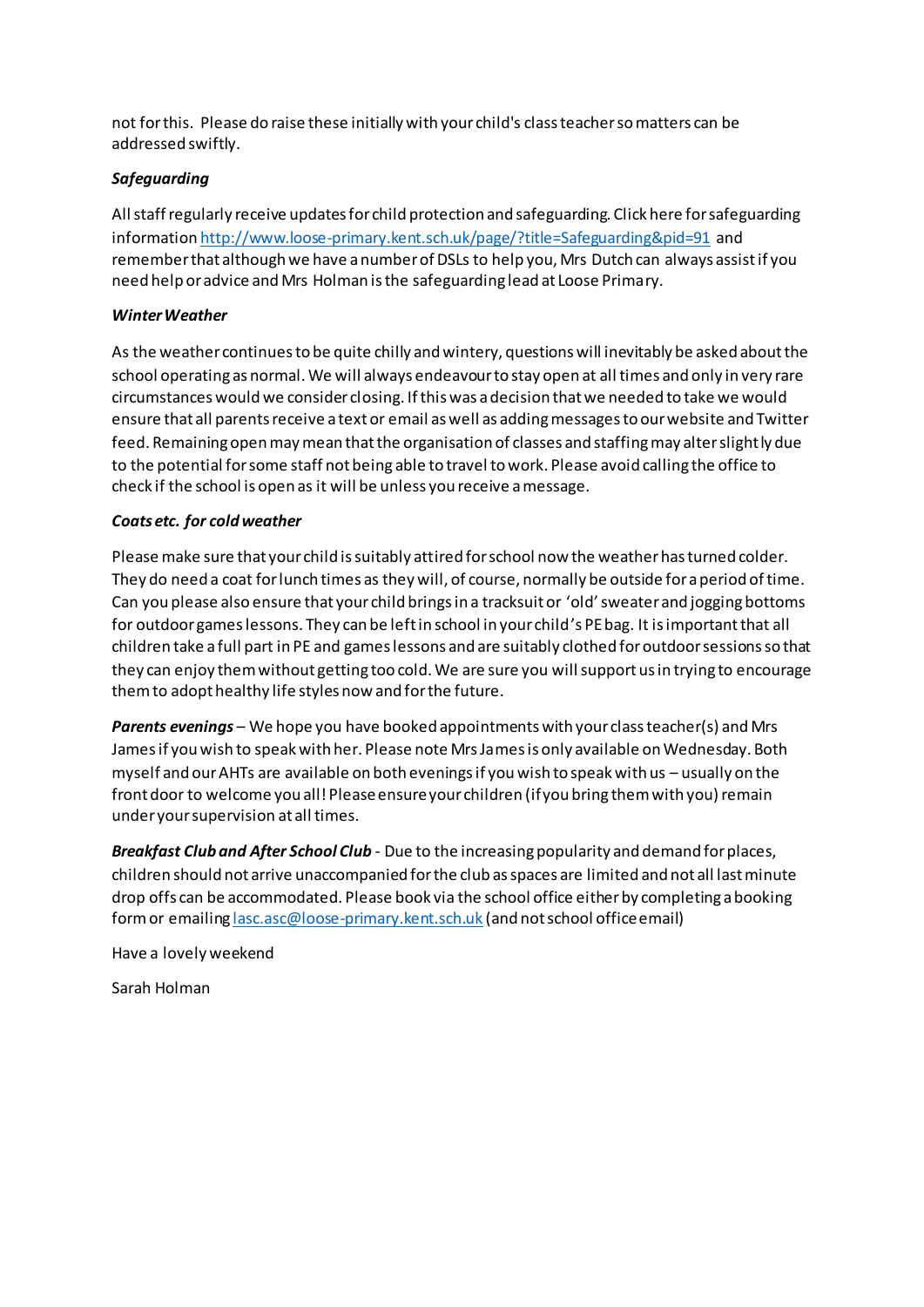not for this. Please do raise these initially with your child's class teacher so matters can be addressed swiftly.

***Safeguarding***

All staff regularly receive updates for child protection and safeguarding. Click here for safeguarding information [http://www.loose-primary.kent.sch.uk/page/?title=Safeguarding&pid=91](http://www.loose-primary.kent.sch.uk/page/?title=Safeguarding&pid=91) and remember that although we have a number of DSLs to help you, Mrs Dutch can always assist if you need help or advice and Mrs Holman is the safeguarding lead at Loose Primary.

***Winter Weather***

As the weather continues to be quite chilly and wintery, questions will inevitably be asked about the school operating as normal. We will always endeavour to stay open at all times and only in very rare circumstances would we consider closing. If this was a decision that we needed to take we would ensure that all parents receive a text or email as well as adding messages to our website and Twitter feed. Remaining open may mean that the organisation of classes and staffing may alter slightly due to the potential for some staff not being able to travel to work. Please avoid calling the office to check if the school is open as it will be unless you receive a message.

***Coats etc. for cold weather***

Please make sure that your child is suitably attired for school now the weather has turned colder. They do need a coat for lunch times as they will, of course, normally be outside for a period of time. Can you please also ensure that your child brings in a tracksuit or 'old' sweater and jogging bottoms for outdoor games lessons. They can be left in school in your child's PE bag. It is important that all children take a full part in PE and games lessons and are suitably clothed for outdoor sessions so that they can enjoy them without getting too cold. We are sure you will support us in trying to encourage them to adopt healthy life styles now and for the future.

***Parents evenings*** – We hope you have booked appointments with your class teacher(s) and Mrs James if you wish to speak with her. Please note Mrs James is only available on Wednesday. Both myself and our AHTs are available on both evenings if you wish to speak with us – usually on the front door to welcome you all! Please ensure your children (if you bring them with you) remain under your supervision at all times.

***Breakfast Club and After School Club*** - Due to the increasing popularity and demand for places, children should not arrive unaccompanied for the club as spaces are limited and not all last minute drop offs can be accommodated. Please book via the school office either by completing a booking form or emailing [lasc.asc@loose-primary.kent.sch.uk](mailto:lasc.asc@loose-primary.kent.sch.uk) (and not school office email)

Have a lovely weekend

Sarah Holman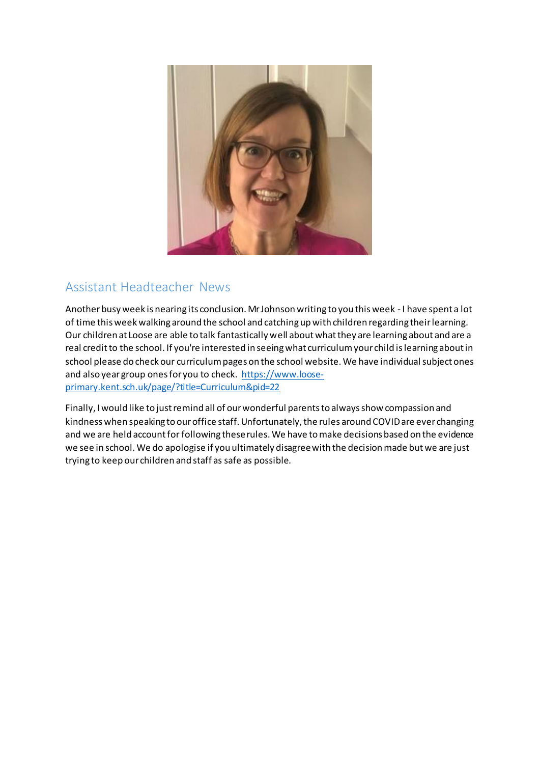## Assistant Headteacher News

Another busy week is nearing its conclusion. Mr Johnson writing to you this week - I have spent a lot of time this week walking around the school and catching up with children regarding their learning. Our children at Loose are able to talk fantastically well about what they are learning about and are a real credit to the school. If you're interested in seeing what curriculum your child is learning about in school please do check our curriculum pages on the school website. We have individual subject ones and also year group ones for you to check. https://www.loose-primary.kent.sch.uk/page/?title=Curriculum&pid=22

Finally, I would like to just remind all of our wonderful parents to always show compassion and kindness when speaking to our office staff. Unfortunately, the rules around COVID are ever changing and we are held account for following these rules. We have to make decisions based on the evidence we see in school. We do apologise if you ultimately disagree with the decision made but we are just trying to keep our children and staff as safe as possible.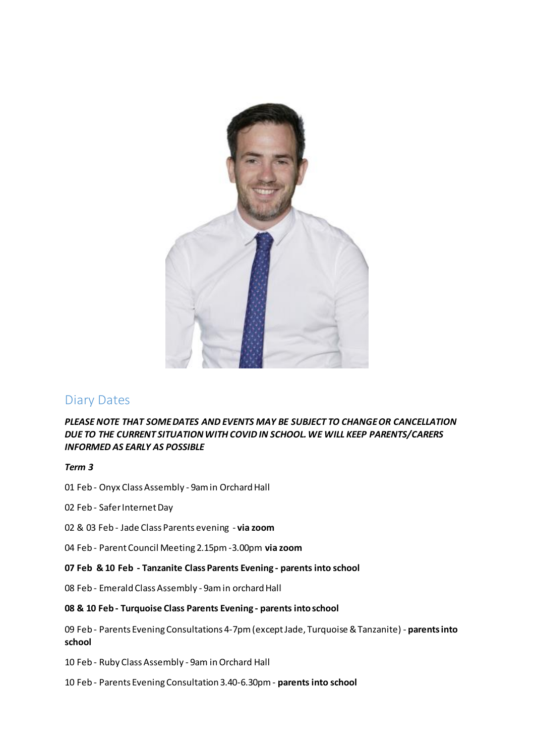## Diary Dates

***PLEASE NOTE THAT SOME DATES AND EVENTS MAY BE SUBJECT TO CHANGE OR CANCELLATION DUE TO THE CURRENT SITUATION WITH COVID IN SCHOOL. WE WILL KEEP PARENTS/CARERS INFORMED AS EARLY AS POSSIBLE***

***Term 3***

01 Feb - Onyx Class Assembly - 9am in Orchard Hall

02 Feb - Safer Internet Day

02 & 03 Feb - Jade Class Parents evening - **via zoom**

04 Feb - Parent Council Meeting 2.15pm -3.00pm **via zoom**

**07 Feb & 10 Feb - Tanzanite Class Parents Evening - parents into school**

08 Feb - Emerald Class Assembly - 9am in orchard Hall

**08 & 10 Feb - Turquoise Class Parents Evening - parents into school**

09 Feb - Parents Evening Consultations 4-7pm (except Jade, Turquoise & Tanzanite) - **parents into school**

10 Feb - Ruby Class Assembly - 9am in Orchard Hall

10 Feb - Parents Evening Consultation 3.40-6.30pm - **parents into school**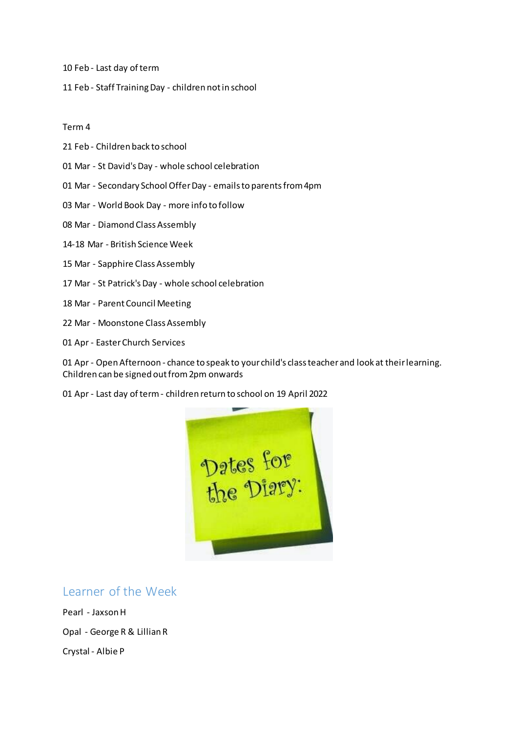10 Feb - Last day of term

11 Feb - Staff Training Day - children not in school

Term 4

21 Feb - Children back to school

01 Mar - St David's Day - whole school celebration

01 Mar - Secondary School Offer Day - emails to parents from 4pm

03 Mar - World Book Day - more info to follow

08 Mar - Diamond Class Assembly

14-18 Mar - British Science Week

15 Mar - Sapphire Class Assembly

17 Mar - St Patrick's Day - whole school celebration

18 Mar - Parent Council Meeting

22 Mar - Moonstone Class Assembly

01 Apr - Easter Church Services

01 Apr - Open Afternoon - chance to speak to your child's class teacher and look at their learning. Children can be signed out from 2pm onwards

01 Apr - Last day of term - children return to school on 19 April 2022

Dates for the Diary:

## Learner of the Week

Pearl - Jaxson H

Opal - George R & Lillian R

Crystal - Albie P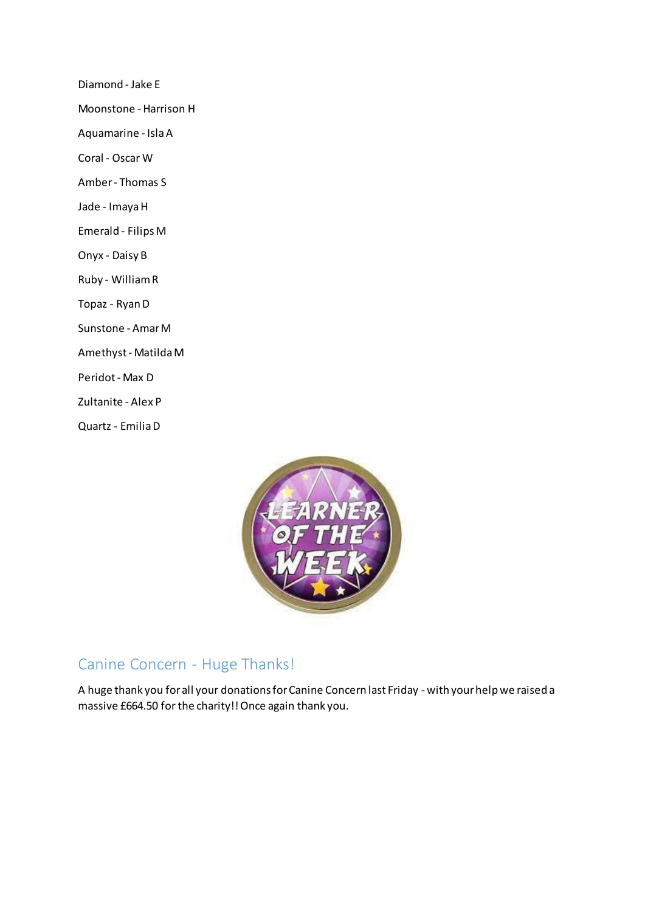Diamond - Jake E

Moonstone - Harrison H

Aquamarine - Isla A

Coral - Oscar W

Amber - Thomas S

Jade - Imaya H

Emerald - Filips M

Onyx - Daisy B

Ruby - William R

Topaz - Ryan D

Sunstone - Amar M

Amethyst - Matilda M

Peridot - Max D

Zultanite - Alex P

Quartz - Emilia D

## Canine Concern - Huge Thanks!

A huge thank you for all your donations for Canine Concern last Friday - with your help we raised a massive £664.50 for the charity!! Once again thank you.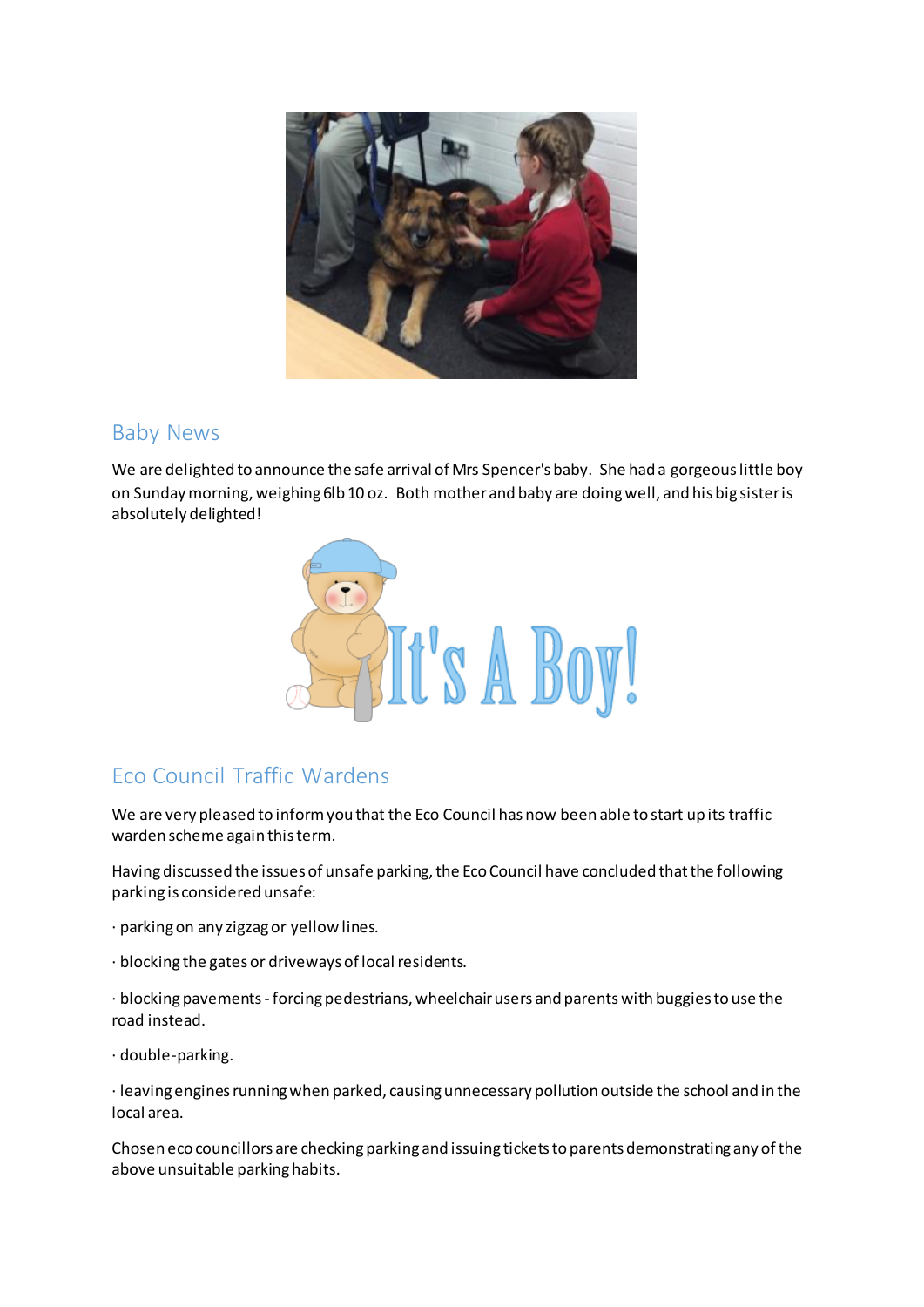## Baby News

We are delighted to announce the safe arrival of Mrs Spencer's baby. She had a gorgeous little boy on Sunday morning, weighing 6lb 10 oz. Both mother and baby are doing well, and his big sister is absolutely delighted!

## Eco Council Traffic Wardens

We are very pleased to inform you that the Eco Council has now been able to start up its traffic warden scheme again this term.

Having discussed the issues of unsafe parking, the Eco Council have concluded that the following parking is considered unsafe:

· parking on any zigzag or yellow lines.

· blocking the gates or driveways of local residents.

· blocking pavements - forcing pedestrians, wheelchair users and parents with buggies to use the road instead.

· double-parking.

· leaving engines running when parked, causing unnecessary pollution outside the school and in the local area.

Chosen eco councillors are checking parking and issuing tickets to parents demonstrating any of the above unsuitable parking habits.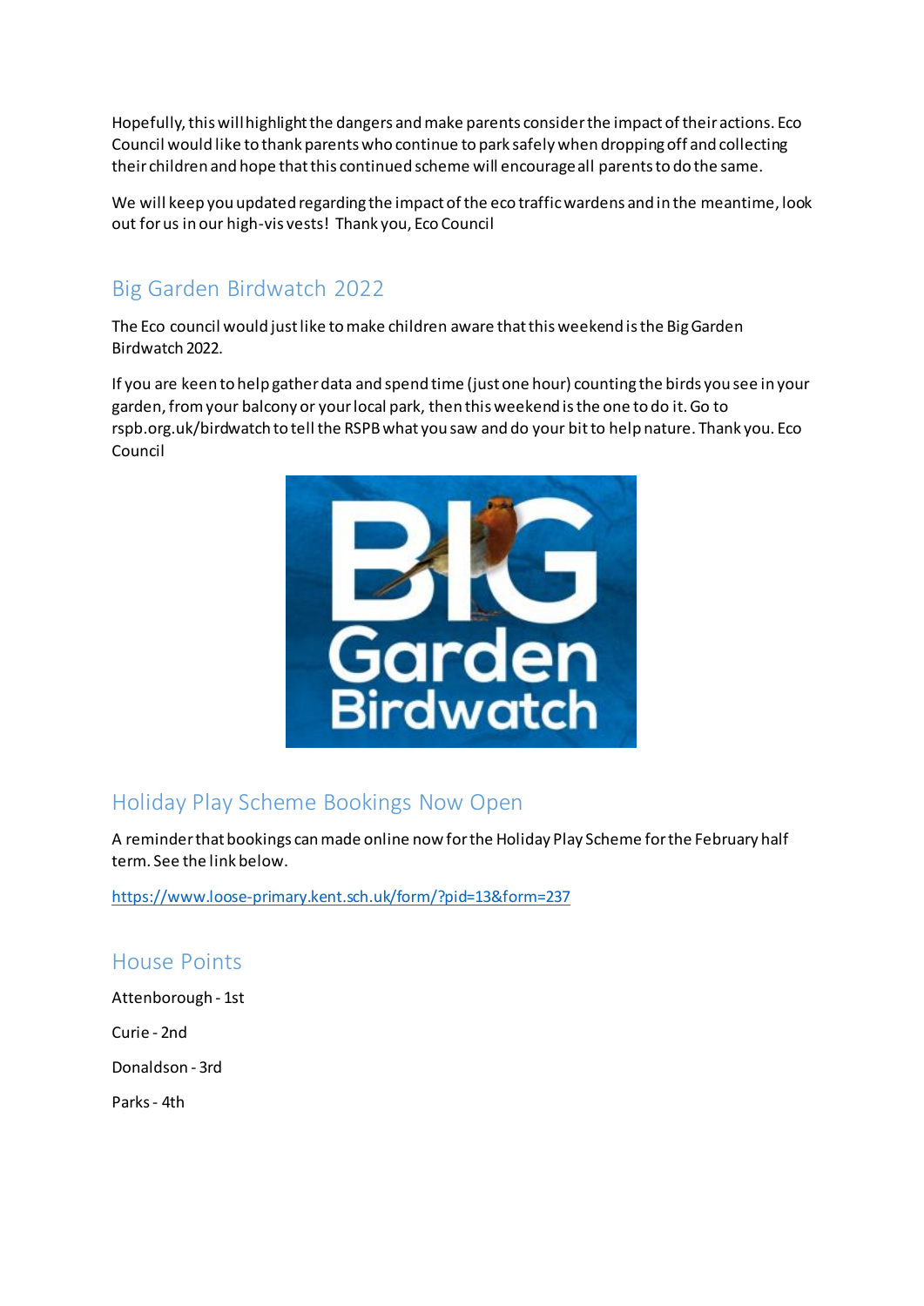Hopefully, this will highlight the dangers and make parents consider the impact of their actions. Eco Council would like to thank parents who continue to park safely when dropping off and collecting their children and hope that this continued scheme will encourage all parents to do the same.

We will keep you updated regarding the impact of the eco traffic wardens and in the meantime, look out for us in our high-vis vests! Thank you, Eco Council

## Big Garden Birdwatch 2022

The Eco council would just like to make children aware that this weekend is the Big Garden Birdwatch 2022.

If you are keen to help gather data and spend time (just one hour) counting the birds you see in your garden, from your balcony or your local park, then this weekend is the one to do it. Go to rspb.org.uk/birdwatch to tell the RSPB what you saw and do your bit to help nature. Thank you. Eco Council

## Holiday Play Scheme Bookings Now Open

A reminder that bookings can made online now for the Holiday Play Scheme for the February half term. See the link below.

https://www.loose-primary.kent.sch.uk/form/?pid=13&form=237

## House Points

Attenborough - 1st

Curie - 2nd

Donaldson - 3rd

Parks - 4th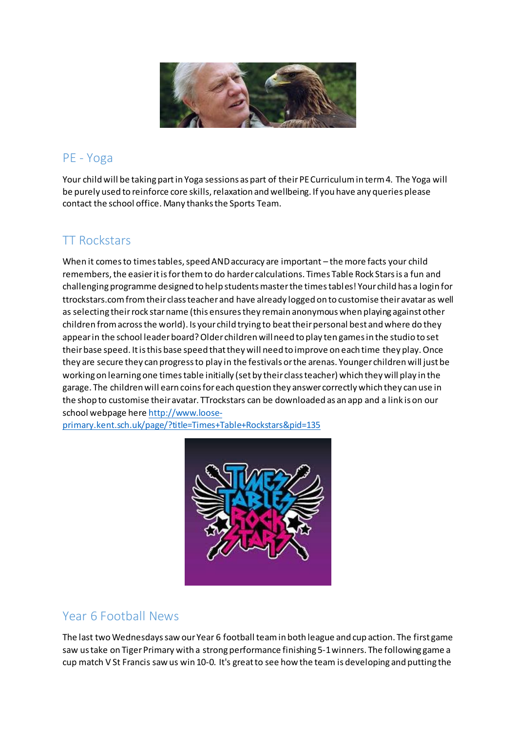## PE - Yoga

Your child will be taking part in Yoga sessions as part of their PE Curriculum in term 4. The Yoga will be purely used to reinforce core skills, relaxation and wellbeing. If you have any queries please contact the school office. Many thanks the Sports Team.

## TT Rockstars

When it comes to times tables, speed AND accuracy are important – the more facts your child remembers, the easier it is for them to do harder calculations. Times Table Rock Stars is a fun and challenging programme designed to help students master the times tables! Your child has a login for ttrockstars.com from their class teacher and have already logged on to customise their avatar as well as selecting their rock star name (this ensures they remain anonymous when playing against other children from across the world). Is your child trying to beat their personal best and where do they appear in the school leader board? Older children will need to play ten games in the studio to set their base speed. It is this base speed that they will need to improve on each time they play. Once they are secure they can progress to play in the festivals or the arenas. Younger children will just be working on learning one times table initially (set by their class teacher) which they will play in the garage. The children will earn coins for each question they answer correctly which they can use in the shop to customise their avatar. TTrockstars can be downloaded as an app and a link is on our school webpage here [http://www.loose-primary.kent.sch.uk/page/?title=Times+Table+Rockstars&pid=135](http://www.loose-primary.kent.sch.uk/page/?title=Times+Table+Rockstars&pid=135)

## Year 6 Football News

The last two Wednesdays saw our Year 6 football team in both league and cup action. The first game saw us take on Tiger Primary with a strong performance finishing 5-1 winners. The following game a cup match V St Francis saw us win 10-0. It's great to see how the team is developing and putting the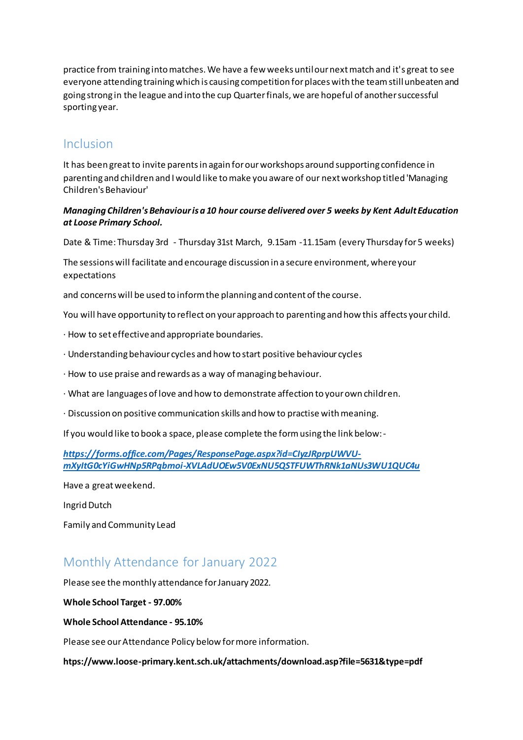practice from training into matches. We have a few weeks until our next match and it's great to see everyone attending training which is causing competition for places with the team still unbeaten and going strong in the league and into the cup Quarter finals, we are hopeful of another successful sporting year.

## Inclusion

It has been great to invite parents in again for our workshops around supporting confidence in parenting and children and I would like to make you aware of our next workshop titled 'Managing Children's Behaviour'

***Managing Children's Behaviour is a 10 hour course delivered over 5 weeks by Kent Adult Education at Loose Primary School.***

Date & Time: Thursday 3rd - Thursday 31st March, 9.15am -11.15am (every Thursday for 5 weeks)

The sessions will facilitate and encourage discussion in a secure environment, where your expectations

and concerns will be used to inform the planning and content of the course.

You will have opportunity to reflect on your approach to parenting and how this affects your child.

· How to set effective and appropriate boundaries.

· Understanding behaviour cycles and how to start positive behaviour cycles

· How to use praise and rewards as a way of managing behaviour.

· What are languages of love and how to demonstrate affection to your own children.

· Discussion on positive communication skills and how to practise with meaning.

If you would like to book a space, please complete the form using the link below:-

***https://forms.office.com/Pages/ResponsePage.aspx?id=ClyzJRprpUWVU-mXyltG0cYiGwHNp5RPqbmoi-XVLAdUOEw5V0ExNU5QSTFUWThRNk1aNUs3WU1QUC4u***

Have a great weekend.

Ingrid Dutch

Family and Community Lead

## Monthly Attendance for January 2022

Please see the monthly attendance for January 2022.

**Whole School Target - 97.00%**

**Whole School Attendance - 95.10%**

Please see our Attendance Policy below for more information.

**https://www.loose-primary.kent.sch.uk/attachments/download.asp?file=5631&type=pdf**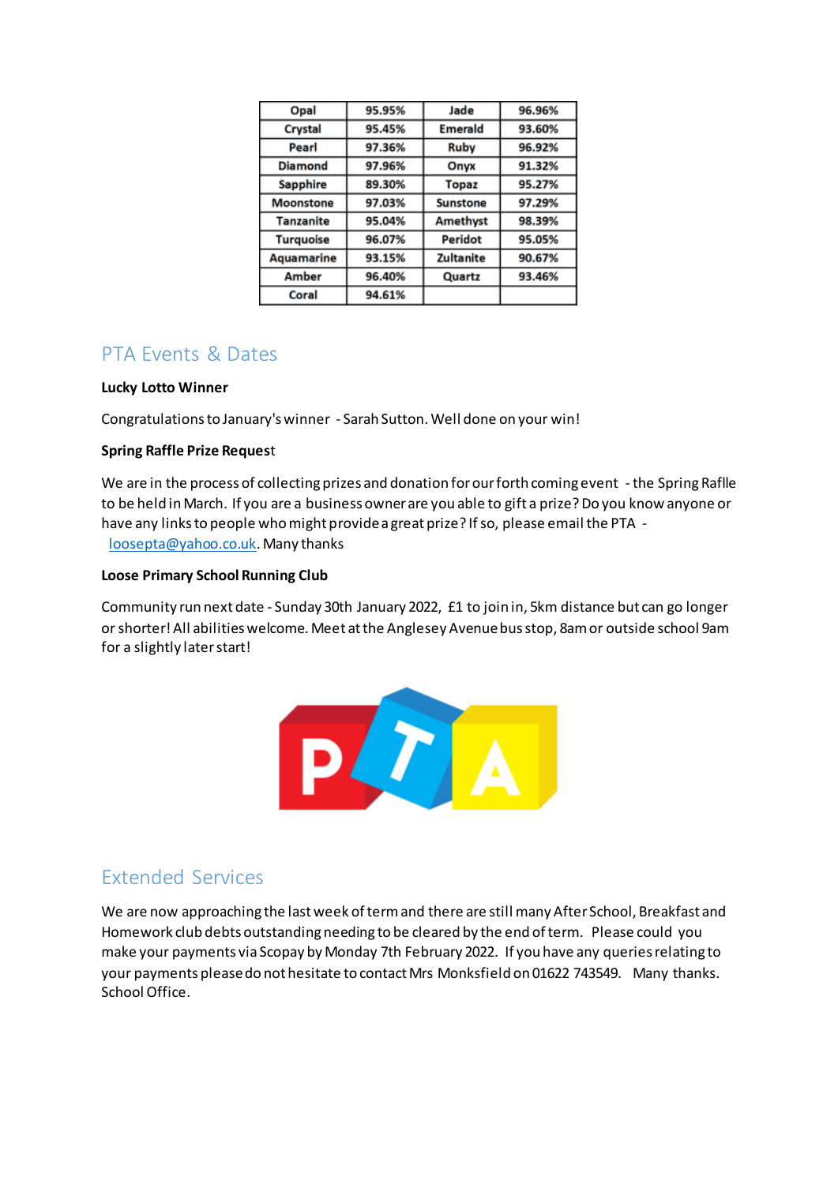| | | | |
|---|---|---|---|
| Opal | 95.95% | Jade | 96.96% |
| Crystal | 95.45% | Emerald | 93.60% |
| Pearl | 97.36% | Ruby | 96.92% |
| Diamond | 97.96% | Onyx | 91.32% |
| Sapphire | 89.30% | Topaz | 95.27% |
| Moonstone | 97.03% | Sunstone | 97.29% |
| Tanzanite | 95.04% | Amethyst | 98.39% |
| Turquoise | 96.07% | Peridot | 95.05% |
| Aquamarine | 93.15% | Zultanite | 90.67% |
| Amber | 96.40% | Quartz | 93.46% |
| Coral | 94.61% | | |

## PTA Events & Dates

**Lucky Lotto Winner**

Congratulations to January's winner - Sarah Sutton. Well done on your win!

**Spring Raffle Prize Request**

We are in the process of collecting prizes and donation for our forth coming event - the Spring Raffle to be held in March. If you are a business owner are you able to gift a prize? Do you know anyone or have any links to people who might provide a great prize? If so, please email the PTA - loosepta@yahoo.co.uk. Many thanks

**Loose Primary School Running Club**

Community run next date - Sunday 30th January 2022, £1 to join in, 5km distance but can go longer or shorter! All abilities welcome. Meet at the Anglesey Avenue bus stop, 8am or outside school 9am for a slightly later start!

## Extended Services

We are now approaching the last week of term and there are still many After School, Breakfast and Homework club debts outstanding needing to be cleared by the end of term. Please could you make your payments via Scopay by Monday 7th February 2022. If you have any queries relating to your payments please do not hesitate to contact Mrs Monksfield on 01622 743549. Many thanks. School Office.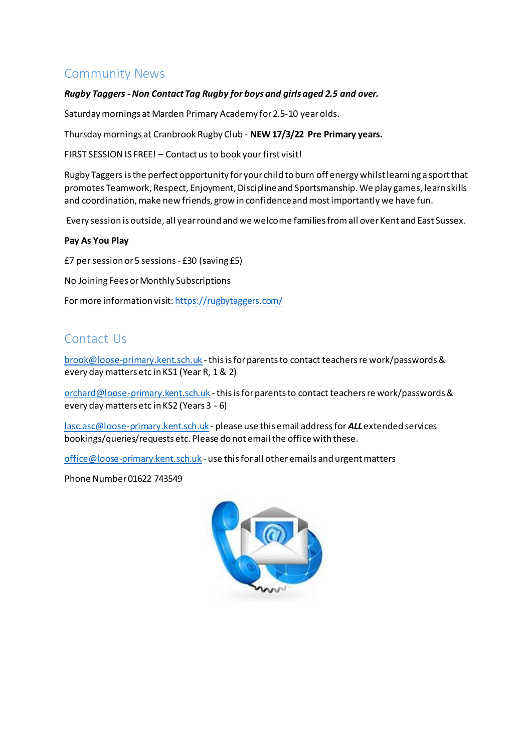## Community News

***Rugby Taggers - Non Contact Tag Rugby for boys and girls aged 2.5 and over.***

Saturday mornings at Marden Primary Academy for 2.5-10 year olds.

Thursday mornings at Cranbrook Rugby Club - **NEW 17/3/22 Pre Primary years.**

FIRST SESSION IS FREE! – Contact us to book your first visit!

Rugby Taggers is the perfect opportunity for your child to burn off energy whilst learning a sport that promotes Teamwork, Respect, Enjoyment, Discipline and Sportsmanship. We play games, learn skills and coordination, make new friends, grow in confidence and most importantly we have fun.

Every session is outside, all year round and we welcome families from all over Kent and East Sussex.

**Pay As You Play**

£7 per session or 5 sessions - £30 (saving £5)

No Joining Fees or Monthly Subscriptions

For more information visit: https://rugbytaggers.com/

## Contact Us

brook@loose-primary.kent.sch.uk - this is for parents to contact teachers re work/passwords & every day matters etc in KS1 (Year R, 1 & 2)

orchard@loose-primary.kent.sch.uk - this is for parents to contact teachers re work/passwords & every day matters etc in KS2 (Years 3 - 6)

lasc.asc@loose-primary.kent.sch.uk - please use this email address for ***ALL*** extended services bookings/queries/requests etc. Please do not email the office with these.

office@loose-primary.kent.sch.uk - use this for all other emails and urgent matters

Phone Number 01622 743549